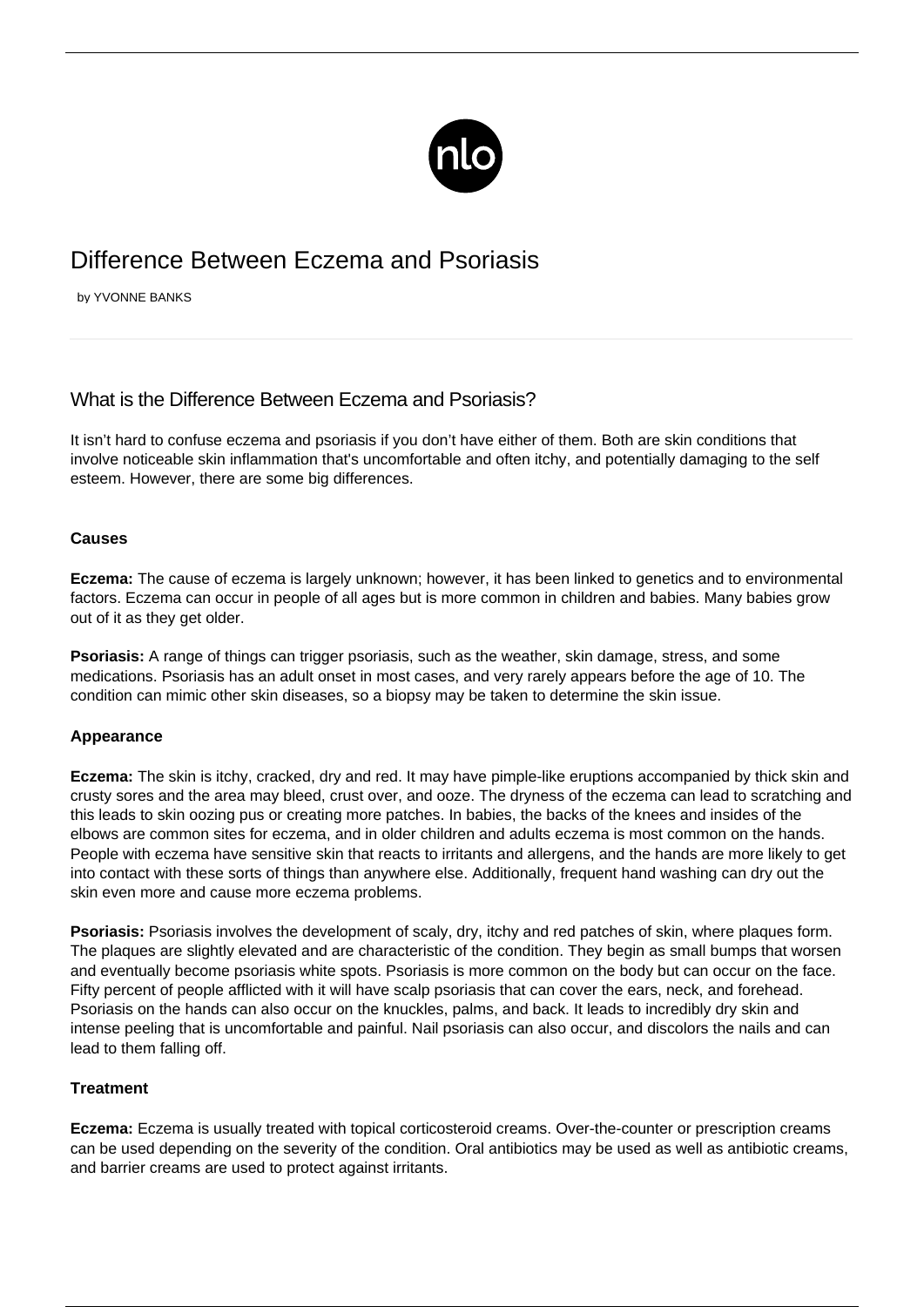# Difference Between Eczema and Psoriasis

by YVONNE BANKS

## What is the Difference Between Eczema and Psoriasis?

It isn't hard to confuse eczema and psoriasis if you don't have either of them. Both are skin conditions that involve noticeable skin inflammation that's uncomfortable and often itchy, and potentially damaging to the self esteem. However, there are some big differences.

### Causes

**Eczema:** The cause of eczema is largely unknown; however, it has been linked to genetics and to environmental factors. Eczema can occur in people of all ages but is more common in children and babies. Many babies grow out of it as they get older.

**Psoriasis:** A range of things can trigger psoriasis, such as the weather, skin damage, stress, and some medications. Psoriasis has an adult onset in most cases, and very rarely appears before the age of 10. The condition can mimic other skin diseases, so a biopsy may be taken to determine the skin issue.

### Appearance

**Eczema:** The skin is itchy, cracked, dry and red. It may have pimple-like eruptions accompanied by thick skin and crusty sores and the area may bleed, crust over, and ooze. The dryness of the eczema can lead to scratching and this leads to skin oozing pus or creating more patches. In babies, the backs of the knees and insides of the elbows are common sites for eczema, and in older children and adults eczema is most common on the hands. People with eczema have sensitive skin that reacts to irritants and allergens, and the hands are more likely to get into contact with these sorts of things than anywhere else. Additionally, frequent hand washing can dry out the skin even more and cause more eczema problems.

**Psoriasis:** Psoriasis involves the development of scaly, dry, itchy and red patches of skin, where plaques form. The plaques are slightly elevated and are characteristic of the condition. They begin as small bumps that worsen and eventually become psoriasis white spots. Psoriasis is more common on the body but can occur on the face. Fifty percent of people afflicted with it will have scalp psoriasis that can cover the ears, neck, and forehead. Psoriasis on the hands can also occur on the knuckles, palms, and back. It leads to incredibly dry skin and intense peeling that is uncomfortable and painful. Nail psoriasis can also occur, and discolors the nails and can lead to them falling off.

### Treatment

**Eczema:** Eczema is usually treated with topical corticosteroid creams. Over-the-counter or prescription creams can be used depending on the severity of the condition. Oral antibiotics may be used as well as antibiotic creams, and barrier creams are used to protect against irritants.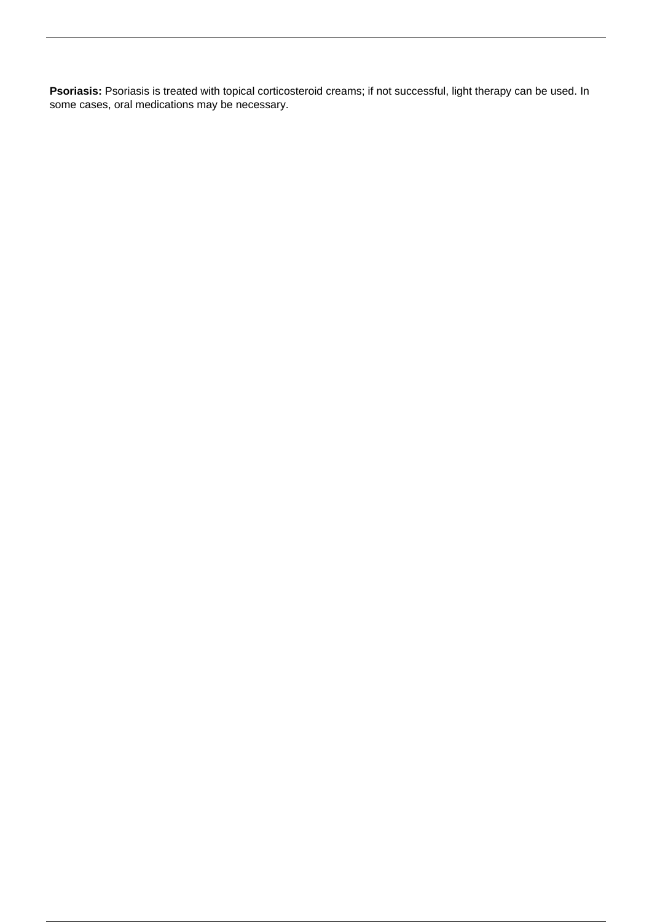**Psoriasis:** Psoriasis is treated with topical corticosteroid creams; if not successful, light therapy can be used. In some cases, oral medications may be necessary.